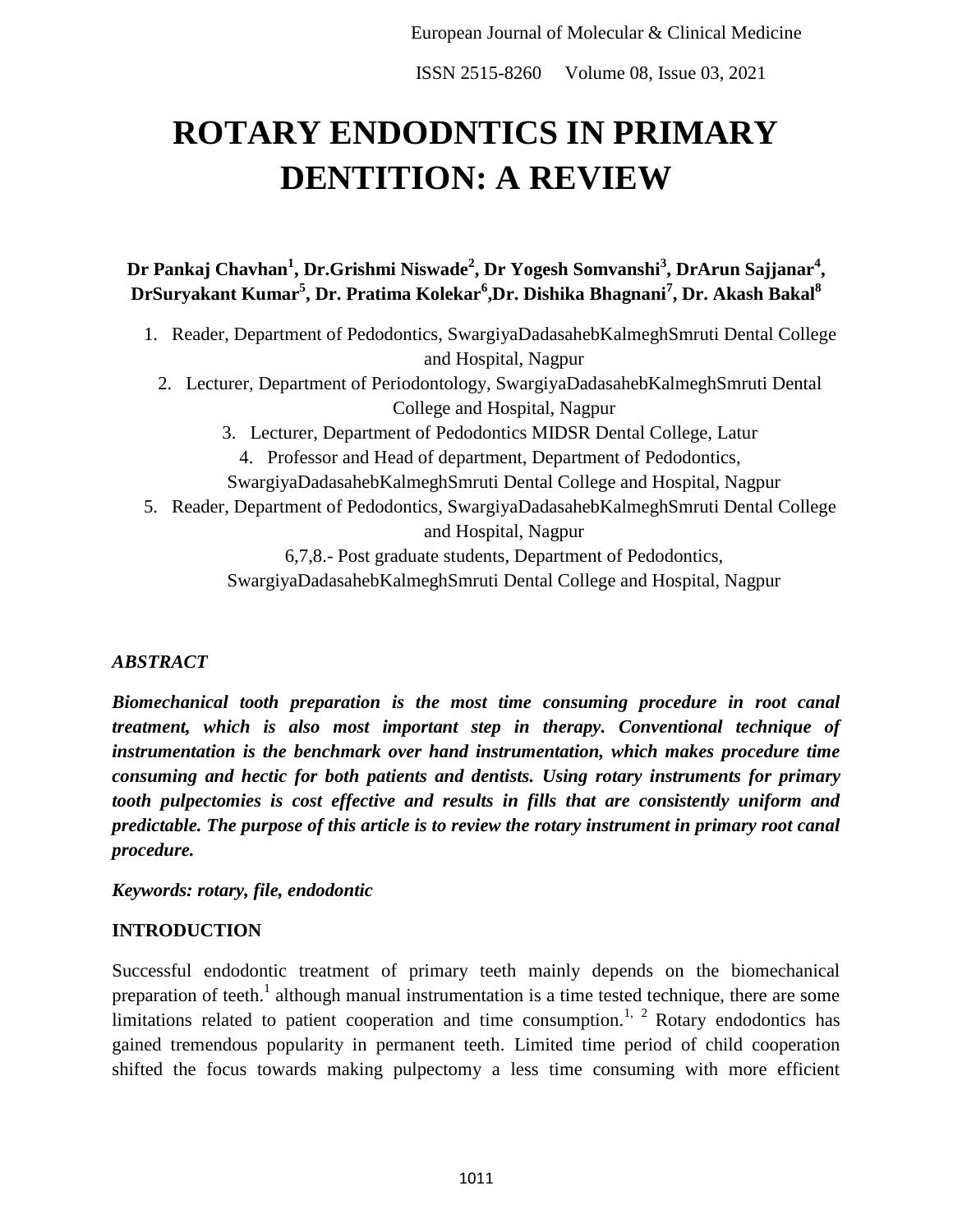# ROTARY ENDODNTICS IN PRIMARY DENTITION: A REVIEW

**Dr Pankaj Chavhan[1], Dr.Grishmi Niswade[2], Dr Yogesh Somvanshi[3], DrArun Sajjanar[4], DrSuryakant Kumar[5], Dr. Pratima Kolekar[6],Dr. Dishika Bhagnani[7], Dr. Akash Bakal[8]**

1. Reader, Department of Pedodontics, SwargiyaDadasahebKalmeghSmruti Dental College and Hospital, Nagpur
2. Lecturer, Department of Periodontology, SwargiyaDadasahebKalmeghSmruti Dental College and Hospital, Nagpur
3. Lecturer, Department of Pedodontics MIDSR Dental College, Latur
4. Professor and Head of department, Department of Pedodontics, SwargiyaDadasahebKalmeghSmruti Dental College and Hospital, Nagpur
5. Reader, Department of Pedodontics, SwargiyaDadasahebKalmeghSmruti Dental College and Hospital, Nagpur

6,7,8.- Post graduate students, Department of Pedodontics, SwargiyaDadasahebKalmeghSmruti Dental College and Hospital, Nagpur

### *ABSTRACT*

***Biomechanical tooth preparation is the most time consuming procedure in root canal treatment, which is also most important step in therapy. Conventional technique of instrumentation is the benchmark over hand instrumentation, which makes procedure time consuming and hectic for both patients and dentists. Using rotary instruments for primary tooth pulpectomies is cost effective and results in fills that are consistently uniform and predictable. The purpose of this article is to review the rotary instrument in primary root canal procedure.***

***Keywords: rotary, file, endodontic***

## INTRODUCTION

Successful endodontic treatment of primary teeth mainly depends on the biomechanical preparation of teeth.[1] although manual instrumentation is a time tested technique, there are some limitations related to patient cooperation and time consumption.[1, 2] Rotary endodontics has gained tremendous popularity in permanent teeth. Limited time period of child cooperation shifted the focus towards making pulpectomy a less time consuming with more efficient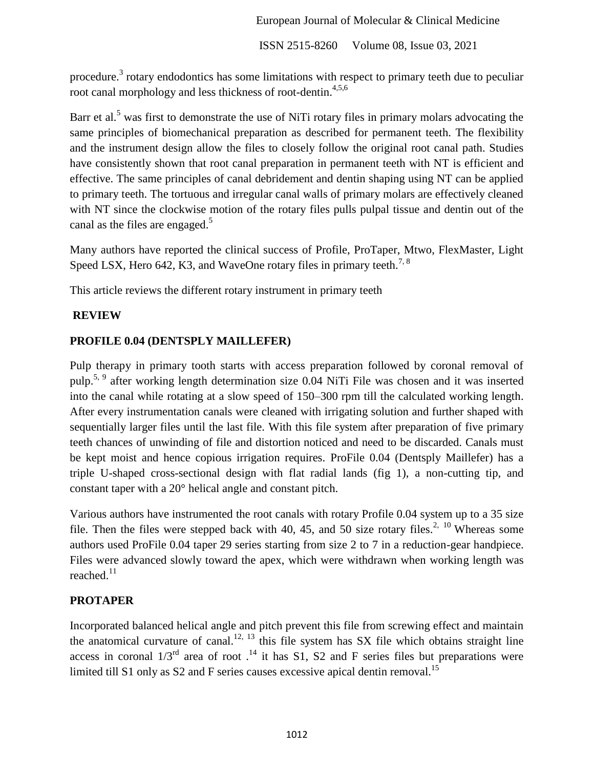procedure.[3] rotary endodontics has some limitations with respect to primary teeth due to peculiar root canal morphology and less thickness of root-dentin.[4,5,6]

Barr et al.[5] was first to demonstrate the use of NiTi rotary files in primary molars advocating the same principles of biomechanical preparation as described for permanent teeth. The flexibility and the instrument design allow the files to closely follow the original root canal path. Studies have consistently shown that root canal preparation in permanent teeth with NT is efficient and effective. The same principles of canal debridement and dentin shaping using NT can be applied to primary teeth. The tortuous and irregular canal walls of primary molars are effectively cleaned with NT since the clockwise motion of the rotary files pulls pulpal tissue and dentin out of the canal as the files are engaged.[5]

Many authors have reported the clinical success of Profile, ProTaper, Mtwo, FlexMaster, Light Speed LSX, Hero 642, K3, and WaveOne rotary files in primary teeth.[7, 8]

This article reviews the different rotary instrument in primary teeth

## REVIEW

### PROFILE 0.04 (DENTSPLY MAILLEFER)

Pulp therapy in primary tooth starts with access preparation followed by coronal removal of pulp.[5, 9] after working length determination size 0.04 NiTi File was chosen and it was inserted into the canal while rotating at a slow speed of 150–300 rpm till the calculated working length. After every instrumentation canals were cleaned with irrigating solution and further shaped with sequentially larger files until the last file. With this file system after preparation of five primary teeth chances of unwinding of file and distortion noticed and need to be discarded. Canals must be kept moist and hence copious irrigation requires. ProFile 0.04 (Dentsply Maillefer) has a triple U-shaped cross-sectional design with flat radial lands (fig 1), a non-cutting tip, and constant taper with a 20° helical angle and constant pitch.

Various authors have instrumented the root canals with rotary Profile 0.04 system up to a 35 size file. Then the files were stepped back with 40, 45, and 50 size rotary files.[2, 10] Whereas some authors used ProFile 0.04 taper 29 series starting from size 2 to 7 in a reduction-gear handpiece. Files were advanced slowly toward the apex, which were withdrawn when working length was reached.[11]

### PROTAPER

Incorporated balanced helical angle and pitch prevent this file from screwing effect and maintain the anatomical curvature of canal.[12, 13] this file system has SX file which obtains straight line access in coronal 1/3rd area of root .[14] it has S1, S2 and F series files but preparations were limited till S1 only as S2 and F series causes excessive apical dentin removal.[15]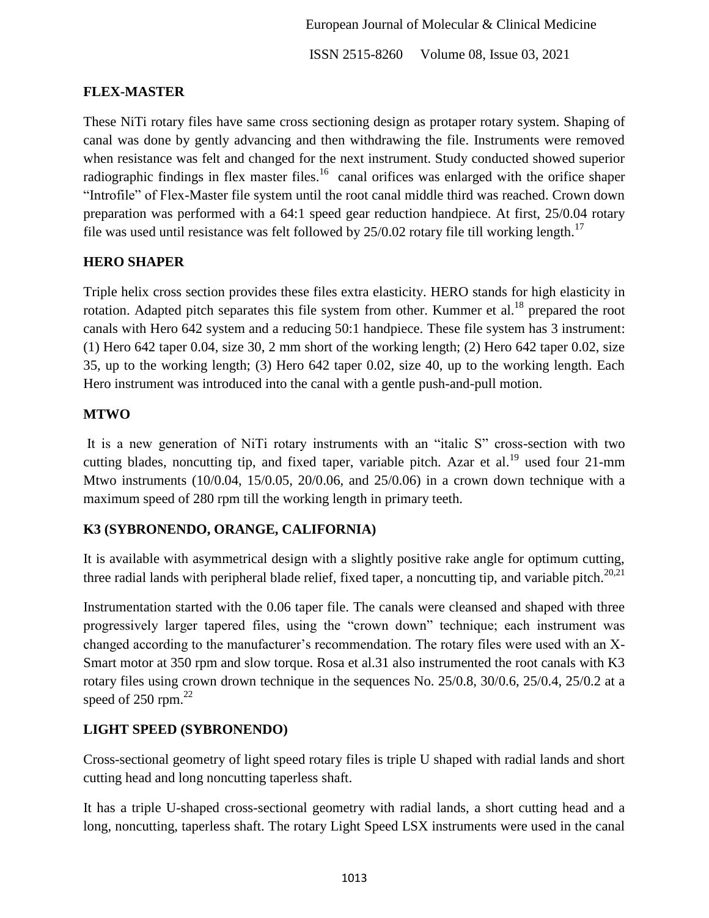## FLEX-MASTER

These NiTi rotary files have same cross sectioning design as protaper rotary system. Shaping of canal was done by gently advancing and then withdrawing the file. Instruments were removed when resistance was felt and changed for the next instrument. Study conducted showed superior radiographic findings in flex master files.[16] canal orifices was enlarged with the orifice shaper "Introfile" of Flex-Master file system until the root canal middle third was reached. Crown down preparation was performed with a 64:1 speed gear reduction handpiece. At first, 25/0.04 rotary file was used until resistance was felt followed by 25/0.02 rotary file till working length.[17]

## HERO SHAPER

Triple helix cross section provides these files extra elasticity. HERO stands for high elasticity in rotation. Adapted pitch separates this file system from other. Kummer et al.[18] prepared the root canals with Hero 642 system and a reducing 50:1 handpiece. These file system has 3 instrument: (1) Hero 642 taper 0.04, size 30, 2 mm short of the working length; (2) Hero 642 taper 0.02, size 35, up to the working length; (3) Hero 642 taper 0.02, size 40, up to the working length. Each Hero instrument was introduced into the canal with a gentle push-and-pull motion.

## MTWO

It is a new generation of NiTi rotary instruments with an "italic S" cross-section with two cutting blades, noncutting tip, and fixed taper, variable pitch. Azar et al.[19] used four 21-mm Mtwo instruments (10/0.04, 15/0.05, 20/0.06, and 25/0.06) in a crown down technique with a maximum speed of 280 rpm till the working length in primary teeth.

## K3 (SYBRONENDO, ORANGE, CALIFORNIA)

It is available with asymmetrical design with a slightly positive rake angle for optimum cutting, three radial lands with peripheral blade relief, fixed taper, a noncutting tip, and variable pitch.[20,21]

Instrumentation started with the 0.06 taper file. The canals were cleansed and shaped with three progressively larger tapered files, using the "crown down" technique; each instrument was changed according to the manufacturer's recommendation. The rotary files were used with an X-Smart motor at 350 rpm and slow torque. Rosa et al.31 also instrumented the root canals with K3 rotary files using crown drown technique in the sequences No. 25/0.8, 30/0.6, 25/0.4, 25/0.2 at a speed of 250 rpm.[22]

## LIGHT SPEED (SYBRONENDO)

Cross-sectional geometry of light speed rotary files is triple U shaped with radial lands and short cutting head and long noncutting taperless shaft.

It has a triple U-shaped cross-sectional geometry with radial lands, a short cutting head and a long, noncutting, taperless shaft. The rotary Light Speed LSX instruments were used in the canal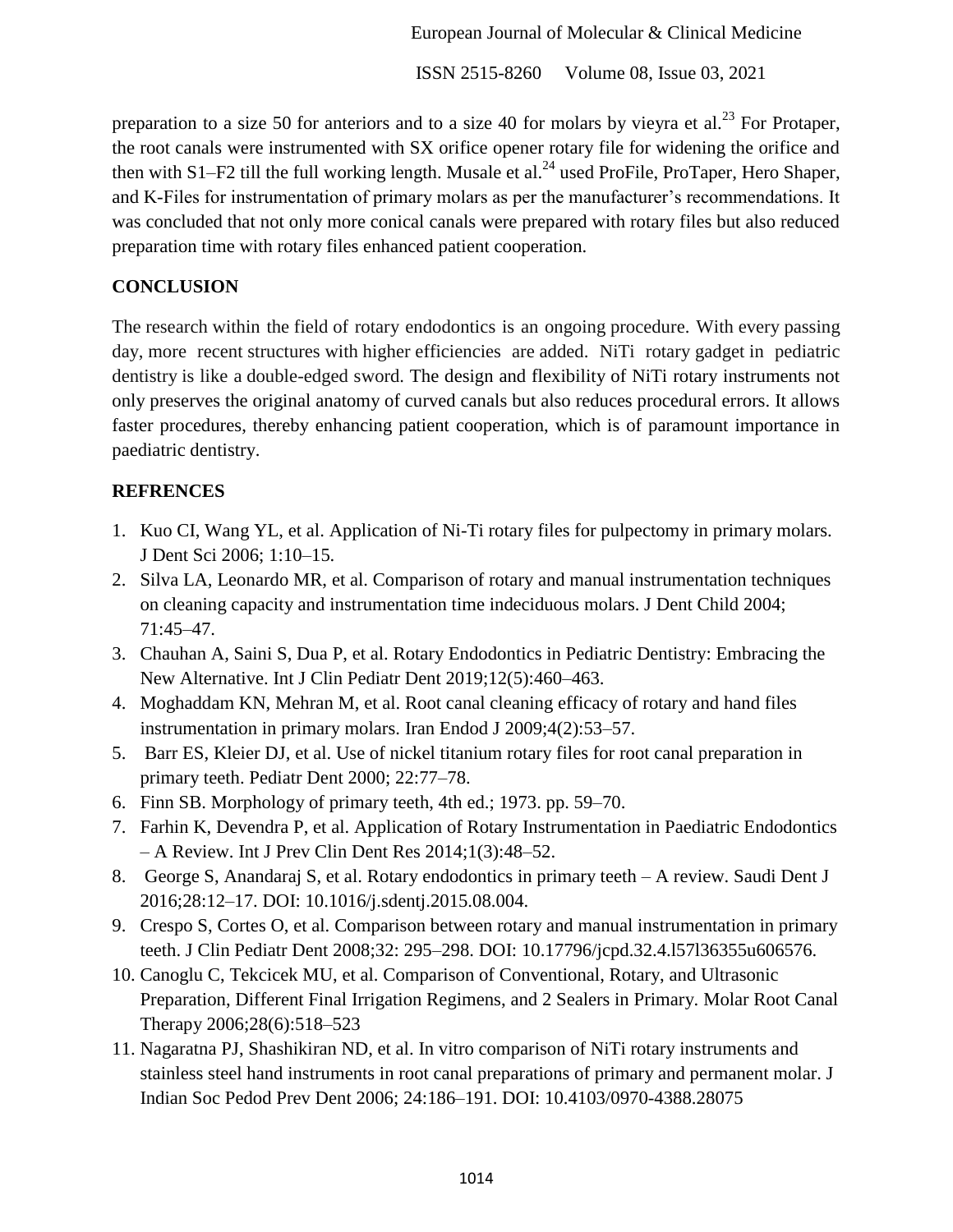preparation to a size 50 for anteriors and to a size 40 for molars by vieyra et al.[23] For Protaper, the root canals were instrumented with SX orifice opener rotary file for widening the orifice and then with S1–F2 till the full working length. Musale et al.[24] used ProFile, ProTaper, Hero Shaper, and K-Files for instrumentation of primary molars as per the manufacturer's recommendations. It was concluded that not only more conical canals were prepared with rotary files but also reduced preparation time with rotary files enhanced patient cooperation.

## CONCLUSION

The research within the field of rotary endodontics is an ongoing procedure. With every passing day, more recent structures with higher efficiencies are added. NiTi rotary gadget in pediatric dentistry is like a double-edged sword. The design and flexibility of NiTi rotary instruments not only preserves the original anatomy of curved canals but also reduces procedural errors. It allows faster procedures, thereby enhancing patient cooperation, which is of paramount importance in paediatric dentistry.

## REFRENCES

1. Kuo CI, Wang YL, et al. Application of Ni-Ti rotary files for pulpectomy in primary molars. J Dent Sci 2006; 1:10–15.
2. Silva LA, Leonardo MR, et al. Comparison of rotary and manual instrumentation techniques on cleaning capacity and instrumentation time indeciduous molars. J Dent Child 2004; 71:45–47.
3. Chauhan A, Saini S, Dua P, et al. Rotary Endodontics in Pediatric Dentistry: Embracing the New Alternative. Int J Clin Pediatr Dent 2019;12(5):460–463.
4. Moghaddam KN, Mehran M, et al. Root canal cleaning efficacy of rotary and hand files instrumentation in primary molars. Iran Endod J 2009;4(2):53–57.
5. Barr ES, Kleier DJ, et al. Use of nickel titanium rotary files for root canal preparation in primary teeth. Pediatr Dent 2000; 22:77–78.
6. Finn SB. Morphology of primary teeth, 4th ed.; 1973. pp. 59–70.
7. Farhin K, Devendra P, et al. Application of Rotary Instrumentation in Paediatric Endodontics – A Review. Int J Prev Clin Dent Res 2014;1(3):48–52.
8. George S, Anandaraj S, et al. Rotary endodontics in primary teeth – A review. Saudi Dent J 2016;28:12–17. DOI: 10.1016/j.sdentj.2015.08.004.
9. Crespo S, Cortes O, et al. Comparison between rotary and manual instrumentation in primary teeth. J Clin Pediatr Dent 2008;32: 295–298. DOI: 10.17796/jcpd.32.4.l57l36355u606576.
10. Canoglu C, Tekcicek MU, et al. Comparison of Conventional, Rotary, and Ultrasonic Preparation, Different Final Irrigation Regimens, and 2 Sealers in Primary. Molar Root Canal Therapy 2006;28(6):518–523
11. Nagaratna PJ, Shashikiran ND, et al. In vitro comparison of NiTi rotary instruments and stainless steel hand instruments in root canal preparations of primary and permanent molar. J Indian Soc Pedod Prev Dent 2006; 24:186–191. DOI: 10.4103/0970-4388.28075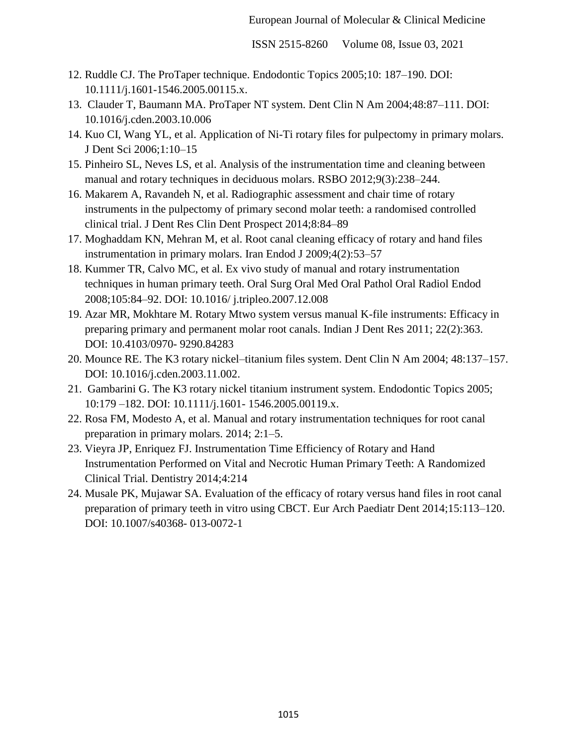12. Ruddle CJ. The ProTaper technique. Endodontic Topics 2005;10: 187–190. DOI: 10.1111/j.1601-1546.2005.00115.x.
13. Clauder T, Baumann MA. ProTaper NT system. Dent Clin N Am 2004;48:87–111. DOI: 10.1016/j.cden.2003.10.006
14. Kuo CI, Wang YL, et al. Application of Ni-Ti rotary files for pulpectomy in primary molars. J Dent Sci 2006;1:10–15
15. Pinheiro SL, Neves LS, et al. Analysis of the instrumentation time and cleaning between manual and rotary techniques in deciduous molars. RSBO 2012;9(3):238–244.
16. Makarem A, Ravandeh N, et al. Radiographic assessment and chair time of rotary instruments in the pulpectomy of primary second molar teeth: a randomised controlled clinical trial. J Dent Res Clin Dent Prospect 2014;8:84–89
17. Moghaddam KN, Mehran M, et al. Root canal cleaning efficacy of rotary and hand files instrumentation in primary molars. Iran Endod J 2009;4(2):53–57
18. Kummer TR, Calvo MC, et al. Ex vivo study of manual and rotary instrumentation techniques in human primary teeth. Oral Surg Oral Med Oral Pathol Oral Radiol Endod 2008;105:84–92. DOI: 10.1016/ j.tripleo.2007.12.008
19. Azar MR, Mokhtare M. Rotary Mtwo system versus manual K-file instruments: Efficacy in preparing primary and permanent molar root canals. Indian J Dent Res 2011; 22(2):363. DOI: 10.4103/0970- 9290.84283
20. Mounce RE. The K3 rotary nickel–titanium files system. Dent Clin N Am 2004; 48:137–157. DOI: 10.1016/j.cden.2003.11.002.
21. Gambarini G. The K3 rotary nickel titanium instrument system. Endodontic Topics 2005; 10:179 –182. DOI: 10.1111/j.1601- 1546.2005.00119.x.
22. Rosa FM, Modesto A, et al. Manual and rotary instrumentation techniques for root canal preparation in primary molars. 2014; 2:1–5.
23. Vieyra JP, Enriquez FJ. Instrumentation Time Efficiency of Rotary and Hand Instrumentation Performed on Vital and Necrotic Human Primary Teeth: A Randomized Clinical Trial. Dentistry 2014;4:214
24. Musale PK, Mujawar SA. Evaluation of the efficacy of rotary versus hand files in root canal preparation of primary teeth in vitro using CBCT. Eur Arch Paediatr Dent 2014;15:113–120. DOI: 10.1007/s40368- 013-0072-1